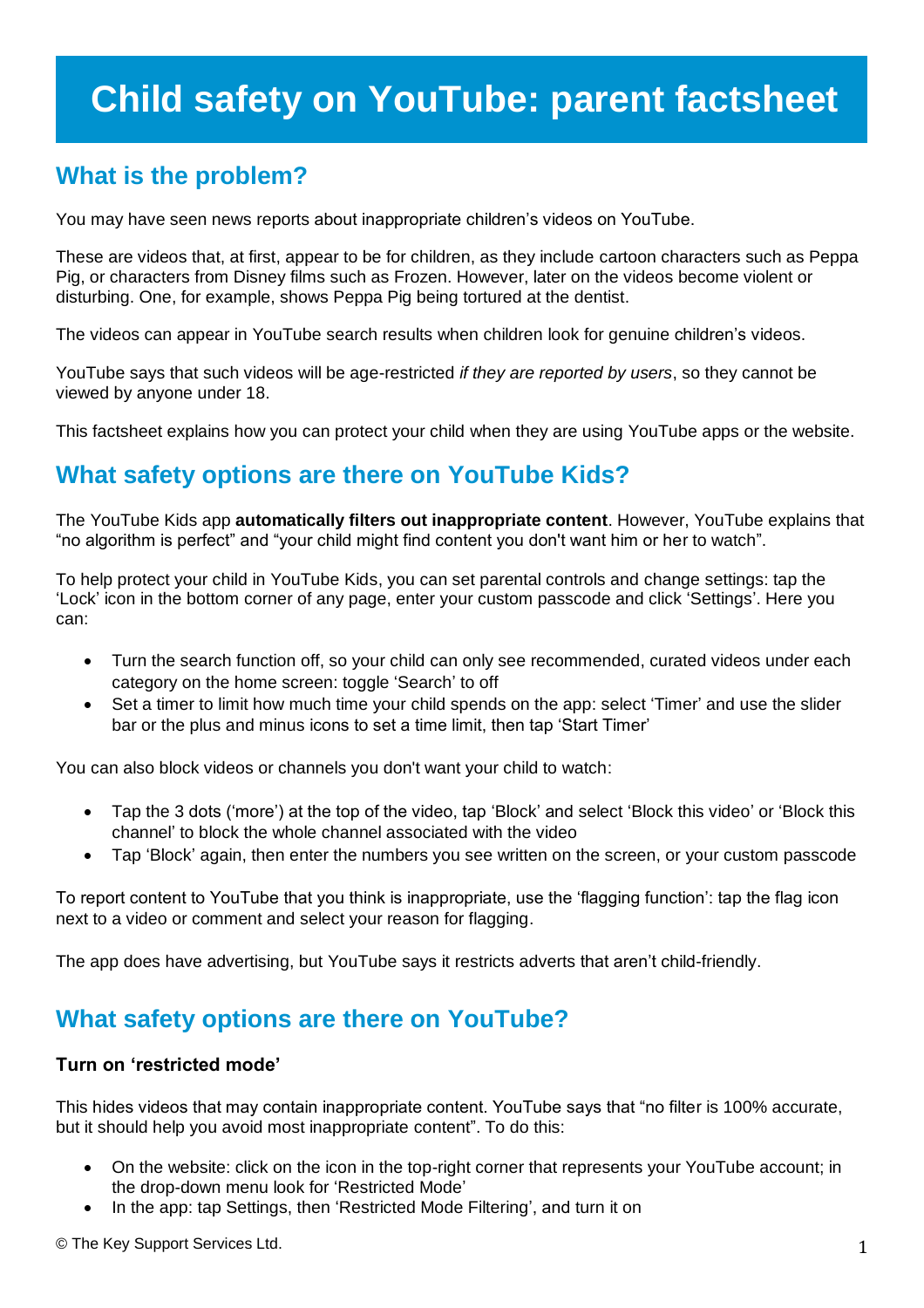# Child safety on YouTube: parent factsheet

## What is the problem?

You may have seen news reports about inappropriate children's videos on YouTube.

These are videos that, at first, appear to be for children, as they include cartoon characters such as Peppa Pig, or characters from Disney films such as Frozen. However, later on the videos become violent or disturbing. One, for example, shows Peppa Pig being tortured at the dentist.

The videos can appear in YouTube search results when children look for genuine children's videos.

YouTube says that such videos will be age-restricted *if they are reported by users*, so they cannot be viewed by anyone under 18.

This factsheet explains how you can protect your child when they are using YouTube apps or the website.

## What safety options are there on YouTube Kids?

The YouTube Kids app **automatically filters out inappropriate content**. However, YouTube explains that "no algorithm is perfect" and "your child might find content you don't want him or her to watch".

To help protect your child in YouTube Kids, you can set parental controls and change settings: tap the 'Lock' icon in the bottom corner of any page, enter your custom passcode and click 'Settings'. Here you can:

- Turn the search function off, so your child can only see recommended, curated videos under each category on the home screen: toggle 'Search' to off
- Set a timer to limit how much time your child spends on the app: select 'Timer' and use the slider bar or the plus and minus icons to set a time limit, then tap 'Start Timer'

You can also block videos or channels you don't want your child to watch:

- Tap the 3 dots ('more') at the top of the video, tap 'Block' and select 'Block this video' or 'Block this channel' to block the whole channel associated with the video
- Tap 'Block' again, then enter the numbers you see written on the screen, or your custom passcode

To report content to YouTube that you think is inappropriate, use the 'flagging function': tap the flag icon next to a video or comment and select your reason for flagging.

The app does have advertising, but YouTube says it restricts adverts that aren't child-friendly.

## What safety options are there on YouTube?

**Turn on 'restricted mode'**

This hides videos that may contain inappropriate content. YouTube says that "no filter is 100% accurate, but it should help you avoid most inappropriate content". To do this:

- On the website: click on the icon in the top-right corner that represents your YouTube account; in the drop-down menu look for 'Restricted Mode'
- In the app: tap Settings, then 'Restricted Mode Filtering', and turn it on

© The Key Support Services Ltd.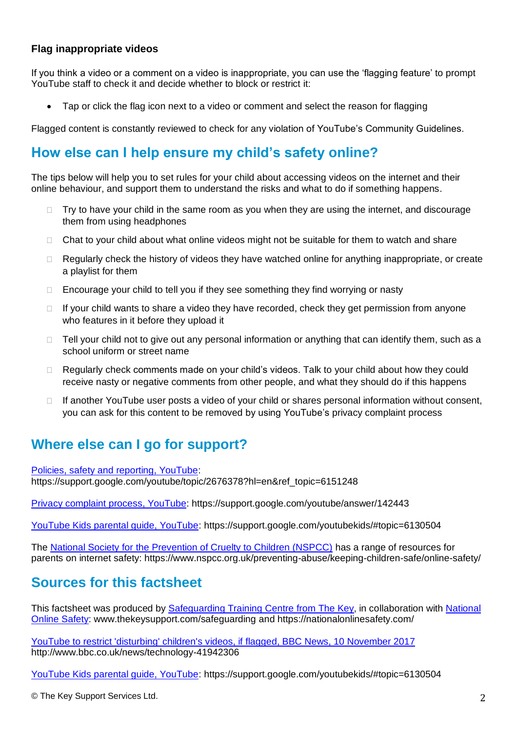**Flag inappropriate videos**

If you think a video or a comment on a video is inappropriate, you can use the 'flagging feature' to prompt YouTube staff to check it and decide whether to block or restrict it:

- Tap or click the flag icon next to a video or comment and select the reason for flagging

Flagged content is constantly reviewed to check for any violation of YouTube's Community Guidelines.

## How else can I help ensure my child's safety online?

The tips below will help you to set rules for your child about accessing videos on the internet and their online behaviour, and support them to understand the risks and what to do if something happens.

- Try to have your child in the same room as you when they are using the internet, and discourage them from using headphones
- Chat to your child about what online videos might not be suitable for them to watch and share
- Regularly check the history of videos they have watched online for anything inappropriate, or create a playlist for them
- Encourage your child to tell you if they see something they find worrying or nasty
- If your child wants to share a video they have recorded, check they get permission from anyone who features in it before they upload it
- Tell your child not to give out any personal information or anything that can identify them, such as a school uniform or street name
- Regularly check comments made on your child's videos. Talk to your child about how they could receive nasty or negative comments from other people, and what they should do if this happens
- If another YouTube user posts a video of your child or shares personal information without consent, you can ask for this content to be removed by using YouTube's privacy complaint process

## Where else can I go for support?

Policies, safety and reporting, YouTube:
https://support.google.com/youtube/topic/2676378?hl=en&ref_topic=6151248

Privacy complaint process, YouTube: https://support.google.com/youtube/answer/142443

YouTube Kids parental guide, YouTube: https://support.google.com/youtubekids/#topic=6130504

The National Society for the Prevention of Cruelty to Children (NSPCC) has a range of resources for parents on internet safety: https://www.nspcc.org.uk/preventing-abuse/keeping-children-safe/online-safety/

## Sources for this factsheet

This factsheet was produced by Safeguarding Training Centre from The Key, in collaboration with National Online Safety: www.thekeysupport.com/safeguarding and https://nationalonlinesafety.com/

YouTube to restrict 'disturbing' children's videos, if flagged, BBC News, 10 November 2017
http://www.bbc.co.uk/news/technology-41942306

YouTube Kids parental guide, YouTube: https://support.google.com/youtubekids/#topic=6130504

© The Key Support Services Ltd.